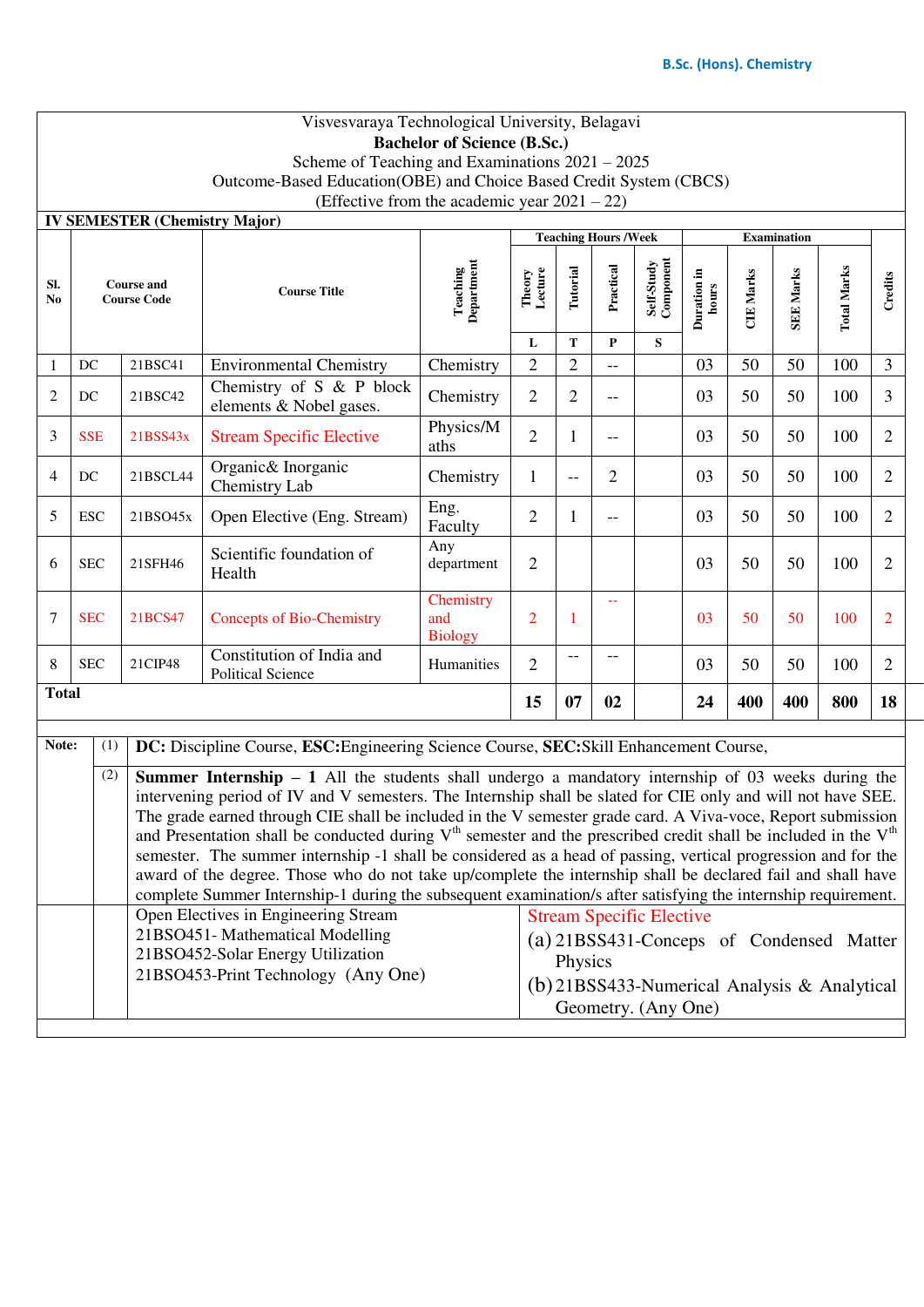B.Sc. (Hons). Chemistry

Visvesvaraya Technological University, Belagavi

**Bachelor of Science (B.Sc.)**

Scheme of Teaching and Examinations 2021 – 2025

Outcome-Based Education(OBE) and Choice Based Credit System (CBCS)

(Effective from the academic year 2021 – 22)

**IV SEMESTER (Chemistry Major)**

| Sl. No | Course and Course Code | | Course Title | Teaching Department | Teaching Hours /Week | | | | Examination | | | | Credits |
|---|---|---|---|---|---|---|---|---|---|---|---|---|---|
| | | | | | Theory Lecture | Tutorial | Practical | Self-Study Component | Duration in hours | CIE Marks | SEE Marks | Total Marks | |
| | | | | | L | T | P | S | | | | | |
| 1 | DC | 21BSC41 | Environmental Chemistry | Chemistry | 2 | 2 | -- | | 03 | 50 | 50 | 100 | 3 |
| 2 | DC | 21BSC42 | Chemistry of S & P block elements & Nobel gases. | Chemistry | 2 | 2 | -- | | 03 | 50 | 50 | 100 | 3 |
| 3 | SSE | 21BSS43x | Stream Specific Elective | Physics/Maths | 2 | 1 | -- | | 03 | 50 | 50 | 100 | 2 |
| 4 | DC | 21BSCL44 | Organic& Inorganic Chemistry Lab | Chemistry | 1 | -- | 2 | | 03 | 50 | 50 | 100 | 2 |
| 5 | ESC | 21BSO45x | Open Elective (Eng. Stream) | Eng. Faculty | 2 | 1 | -- | | 03 | 50 | 50 | 100 | 2 |
| 6 | SEC | 21SFH46 | Scientific foundation of Health | Any department | 2 | | | | 03 | 50 | 50 | 100 | 2 |
| 7 | SEC | 21BCS47 | Concepts of Bio-Chemistry | Chemistry and Biology | 2 | 1 | -- | | 03 | 50 | 50 | 100 | 2 |
| 8 | SEC | 21CIP48 | Constitution of India and Political Science | Humanities | 2 | -- | -- | | 03 | 50 | 50 | 100 | 2 |
| **Total** | | | | | **15** | **07** | **02** | | **24** | **400** | **400** | **800** | **18** |

**Note:**

(1) **DC:** Discipline Course, **ESC:**Engineering Science Course, **SEC:**Skill Enhancement Course,

(2) **Summer Internship – 1** All the students shall undergo a mandatory internship of 03 weeks during the intervening period of IV and V semesters. The Internship shall be slated for CIE only and will not have SEE. The grade earned through CIE shall be included in the V semester grade card. A Viva-voce, Report submission and Presentation shall be conducted during V$^{th}$ semester and the prescribed credit shall be included in the V$^{th}$ semester. The summer internship -1 shall be considered as a head of passing, vertical progression and for the award of the degree. Those who do not take up/complete the internship shall be declared fail and shall have complete Summer Internship-1 during the subsequent examination/s after satisfying the internship requirement.

Open Electives in Engineering Stream
21BSO451- Mathematical Modelling
21BSO452-Solar Energy Utilization
21BSO453-Print Technology (Any One)

Stream Specific Elective
(a) 21BSS431-Conceps of Condensed Matter Physics
(b) 21BSS433-Numerical Analysis & Analytical Geometry. (Any One)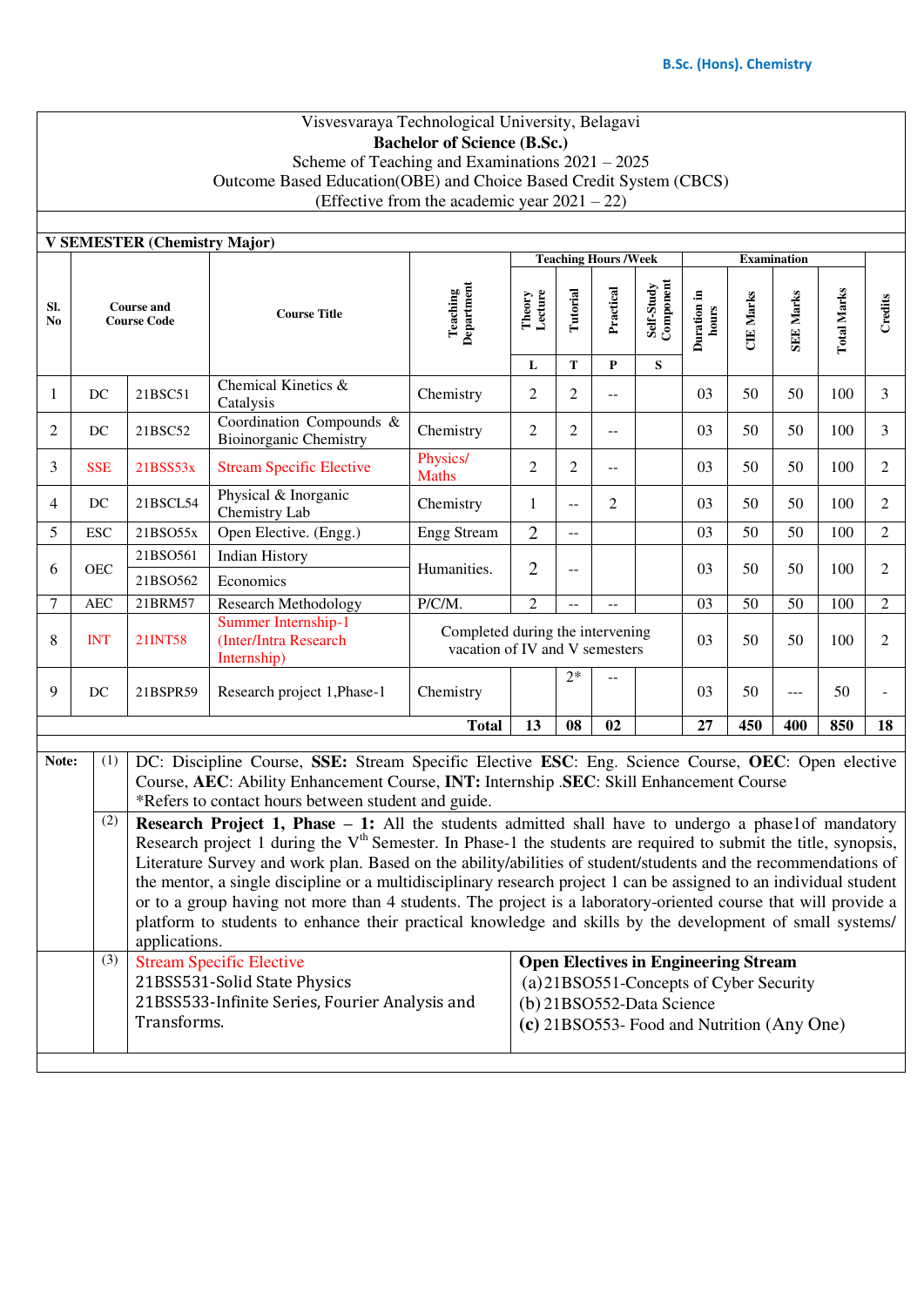Visvesvaraya Technological University, Belagavi

**Bachelor of Science (B.Sc.)**

Scheme of Teaching and Examinations 2021 – 2025

Outcome Based Education(OBE) and Choice Based Credit System (CBCS)

(Effective from the academic year 2021 – 22)

**V SEMESTER (Chemistry Major)**

| Sl. No | Course and Course Code | | Course Title | Teaching Department | Teaching Hours /Week | | | | Examination | | | | Credits |
|---|---|---|---|---|---|---|---|---|---|---|---|---|---|
| | | | | | Theory Lecture | Tutorial | Practical | Self-Study Component | Duration in hours | CIE Marks | SEE Marks | Total Marks | |
| | | | | | L | T | P | S | | | | | |
| 1 | DC | 21BSC51 | Chemical Kinetics & Catalysis | Chemistry | 2 | 2 | -- | | 03 | 50 | 50 | 100 | 3 |
| 2 | DC | 21BSC52 | Coordination Compounds & Bioinorganic Chemistry | Chemistry | 2 | 2 | -- | | 03 | 50 | 50 | 100 | 3 |
| 3 | SSE | 21BSS53x | Stream Specific Elective | Physics/ Maths | 2 | 2 | -- | | 03 | 50 | 50 | 100 | 2 |
| 4 | DC | 21BSCL54 | Physical & Inorganic Chemistry Lab | Chemistry | 1 | -- | 2 | | 03 | 50 | 50 | 100 | 2 |
| 5 | ESC | 21BSO55x | Open Elective. (Engg.) | Engg Stream | 2 | -- | | | 03 | 50 | 50 | 100 | 2 |
| 6 | OEC | 21BSO561 | Indian History | Humanities. | 2 | -- | | | 03 | 50 | 50 | 100 | 2 |
| | | 21BSO562 | Economics | | | | | | | | | | |
| 7 | AEC | 21BRM57 | Research Methodology | P/C/M. | 2 | -- | -- | | 03 | 50 | 50 | 100 | 2 |
| 8 | INT | 21INT58 | Summer Internship-1 (Inter/Intra Research Internship) | Completed during the intervening vacation of IV and V semesters | | | | | 03 | 50 | 50 | 100 | 2 |
| 9 | DC | 21BSPR59 | Research project 1,Phase-1 | Chemistry | | 2* | -- | | 03 | 50 | --- | 50 | - |
| | | | | **Total** | **13** | **08** | **02** | | **27** | **450** | **400** | **850** | **18** |

**Note:**

(1) DC: Discipline Course, **SSE:** Stream Specific Elective **ESC**: Eng. Science Course, **OEC**: Open elective Course, **AEC**: Ability Enhancement Course, **INT:** Internship .**SEC**: Skill Enhancement Course
*Refers to contact hours between student and guide.

(2) **Research Project 1, Phase – 1:** All the students admitted shall have to undergo a phase1of mandatory Research project 1 during the V[th] Semester. In Phase-1 the students are required to submit the title, synopsis, Literature Survey and work plan. Based on the ability/abilities of student/students and the recommendations of the mentor, a single discipline or a multidisciplinary research project 1 can be assigned to an individual student or to a group having not more than 4 students. The project is a laboratory-oriented course that will provide a platform to students to enhance their practical knowledge and skills by the development of small systems/ applications.

(3) Stream Specific Elective
21BSS531-Solid State Physics
21BSS533-Infinite Series, Fourier Analysis and Transforms.

**Open Electives in Engineering Stream**
(a) 21BSO551-Concepts of Cyber Security
(b) 21BSO552-Data Science
**(c)** 21BSO553- Food and Nutrition (Any One)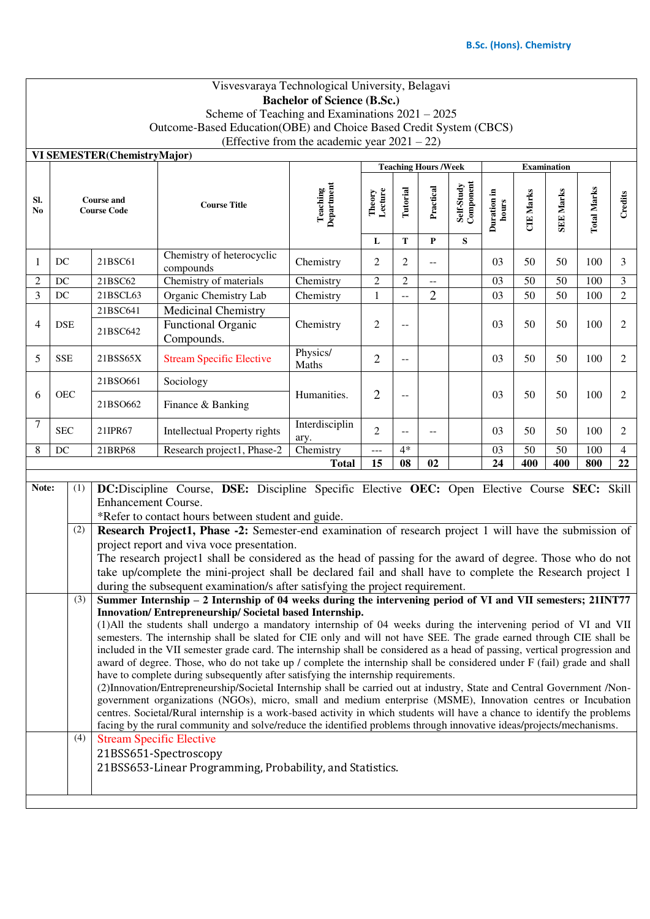Visvesvaraya Technological University, Belagavi

**Bachelor of Science (B.Sc.)**

Scheme of Teaching and Examinations 2021 – 2025

Outcome-Based Education(OBE) and Choice Based Credit System (CBCS)

(Effective from the academic year 2021 – 22)

**VI SEMESTER(ChemistryMajor)**

| Sl. No | Course and Course Code | | Course Title | Teaching Department | Teaching Hours /Week | | | | Examination | | | | Credits |
|---|---|---|---|---|---|---|---|---|---|---|---|---|---|
| | | | | | Theory Lecture | Tutorial | Practical | Self-Study Component | Duration in hours | CIE Marks | SEE Marks | Total Marks | |
| | | | | | L | T | P | S | | | | | |
| 1 | DC | 21BSC61 | Chemistry of heterocyclic compounds | Chemistry | 2 | 2 | -- | | 03 | 50 | 50 | 100 | 3 |
| 2 | DC | 21BSC62 | Chemistry of materials | Chemistry | 2 | 2 | -- | | 03 | 50 | 50 | 100 | 3 |
| 3 | DC | 21BSCL63 | Organic Chemistry Lab | Chemistry | 1 | -- | 2 | | 03 | 50 | 50 | 100 | 2 |
| 4 | DSE | 21BSC641 | Medicinal Chemistry | Chemistry | 2 | -- | | | 03 | 50 | 50 | 100 | 2 |
| | | 21BSC642 | Functional Organic Compounds. | | | | | | | | | | |
| 5 | SSE | 21BSS65X | Stream Specific Elective | Physics/ Maths | 2 | -- | | | 03 | 50 | 50 | 100 | 2 |
| 6 | OEC | 21BSO661 | Sociology | Humanities. | 2 | -- | | | 03 | 50 | 50 | 100 | 2 |
| | | 21BSO662 | Finance & Banking | | | | | | | | | | |
| 7 | SEC | 21IPR67 | Intellectual Property rights | Interdisciplinary. | 2 | -- | -- | | 03 | 50 | 50 | 100 | 2 |
| 8 | DC | 21BRP68 | Research project1, Phase-2 | Chemistry | --- | 4* | | | 03 | 50 | 50 | 100 | 4 |
| | | | | **Total** | **15** | **08** | **02** | | **24** | **400** | **400** | **800** | **22** |

**Note:**

(1) **DC:**Discipline Course, **DSE:** Discipline Specific Elective **OEC:** Open Elective Course **SEC:** Skill Enhancement Course.
*Refer to contact hours between student and guide.

(2) **Research Project1, Phase -2:** Semester-end examination of research project 1 will have the submission of project report and viva voce presentation.
The research project1 shall be considered as the head of passing for the award of degree. Those who do not take up/complete the mini-project shall be declared fail and shall have to complete the Research project 1 during the subsequent examination/s after satisfying the project requirement.

(3) **Summer Internship – 2 Internship of 04 weeks during the intervening period of VI and VII semesters; 21INT77 Innovation/ Entrepreneurship/ Societal based Internship.**
(1)All the students shall undergo a mandatory internship of 04 weeks during the intervening period of VI and VII semesters. The internship shall be slated for CIE only and will not have SEE. The grade earned through CIE shall be included in the VII semester grade card. The internship shall be considered as a head of passing, vertical progression and award of degree. Those, who do not take up / complete the internship shall be considered under F (fail) grade and shall have to complete during subsequently after satisfying the internship requirements.
(2)Innovation/Entrepreneurship/Societal Internship shall be carried out at industry, State and Central Government /Non-government organizations (NGOs), micro, small and medium enterprise (MSME), Innovation centres or Incubation centres. Societal/Rural internship is a work-based activity in which students will have a chance to identify the problems facing by the rural community and solve/reduce the identified problems through innovative ideas/projects/mechanisms.

(4) Stream Specific Elective
21BSS651-Spectroscopy
21BSS653-Linear Programming, Probability, and Statistics.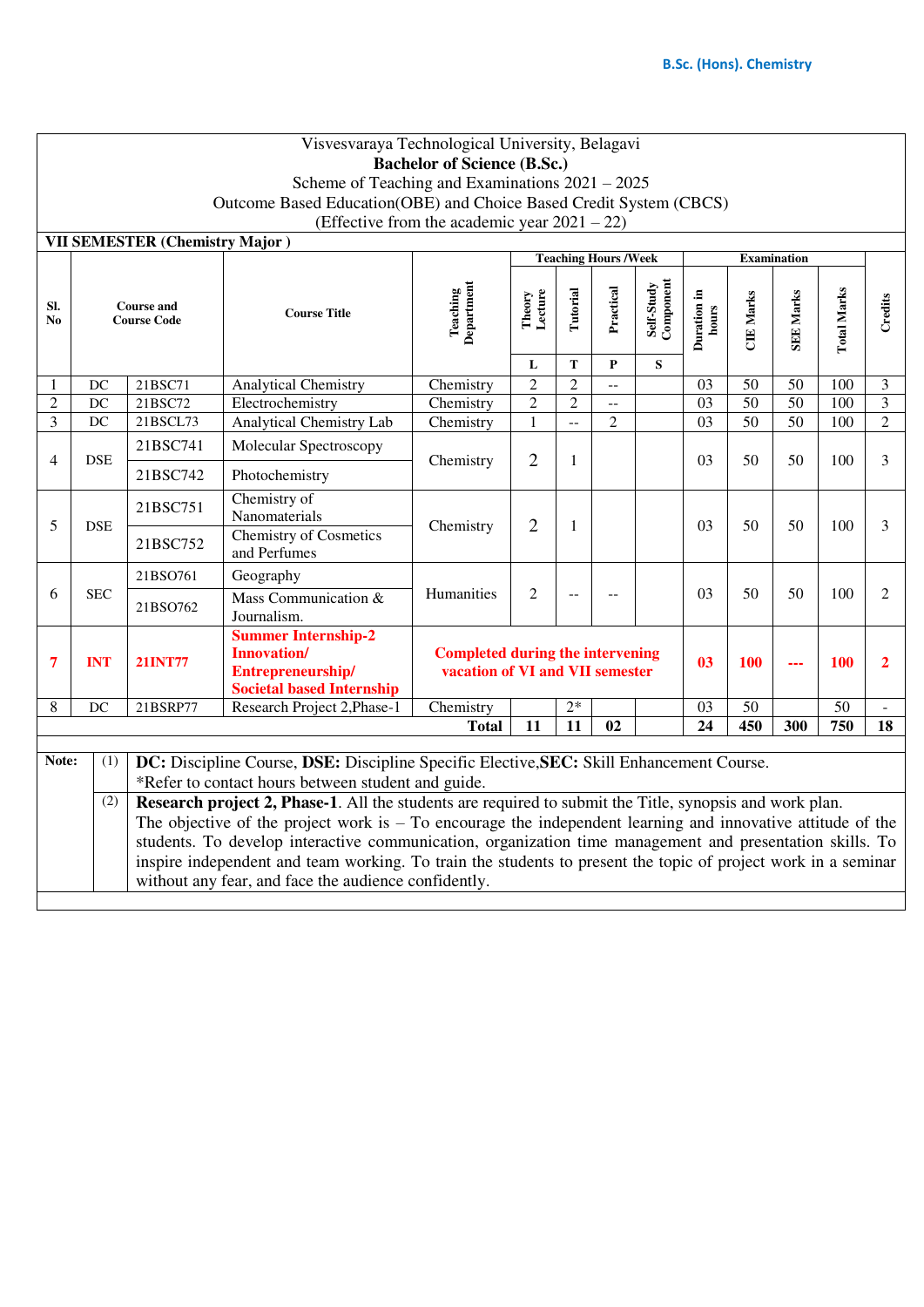Visvesvaraya Technological University, Belagavi

**Bachelor of Science (B.Sc.)**

Scheme of Teaching and Examinations 2021 – 2025

Outcome Based Education(OBE) and Choice Based Credit System (CBCS)

(Effective from the academic year 2021 – 22)

**VII SEMESTER (Chemistry Major )**

| Sl. No | Course and Course Code | | Course Title | Teaching Department | Teaching Hours /Week | | | | Examination | | | | Credits |
|---|---|---|---|---|---|---|---|---|---|---|---|---|---|
| | | | | | Theory Lecture | Tutorial | Practical | Self-Study Component | Duration in hours | CIE Marks | SEE Marks | Total Marks | |
| | | | | | L | T | P | S | | | | | |
| 1 | DC | 21BSC71 | Analytical Chemistry | Chemistry | 2 | 2 | -- | | 03 | 50 | 50 | 100 | 3 |
| 2 | DC | 21BSC72 | Electrochemistry | Chemistry | 2 | 2 | -- | | 03 | 50 | 50 | 100 | 3 |
| 3 | DC | 21BSCL73 | Analytical Chemistry Lab | Chemistry | 1 | -- | 2 | | 03 | 50 | 50 | 100 | 2 |
| 4 | DSE | 21BSC741 | Molecular Spectroscopy | Chemistry | 2 | 1 | | | 03 | 50 | 50 | 100 | 3 |
| | | 21BSC742 | Photochemistry | | | | | | | | | | |
| 5 | DSE | 21BSC751 | Chemistry of Nanomaterials | Chemistry | 2 | 1 | | | 03 | 50 | 50 | 100 | 3 |
| | | 21BSC752 | Chemistry of Cosmetics and Perfumes | | | | | | | | | | |
| 6 | SEC | 21BSO761 | Geography | Humanities | 2 | -- | -- | | 03 | 50 | 50 | 100 | 2 |
| | | 21BSO762 | Mass Communication & Journalism. | | | | | | | | | | |
| **7** | **INT** | **21INT77** | **Summer Internship-2 Innovation/ Entrepreneurship/ Societal based Internship** | **Completed during the intervening vacation of VI and VII semester** | | | | | **03** | **100** | **---** | **100** | **2** |
| 8 | DC | 21BSRP77 | Research Project 2,Phase-1 | Chemistry | | 2* | | | 03 | 50 | | 50 | - |
| | | | | **Total** | **11** | **11** | **02** | | **24** | **450** | **300** | **750** | **18** |

| Note: | | |
|---|---|---|
| | (1) | **DC:** Discipline Course, **DSE:** Discipline Specific Elective,**SEC:** Skill Enhancement Course. *Refer to contact hours between student and guide. |
| | (2) | **Research project 2, Phase-1**. All the students are required to submit the Title, synopsis and work plan. The objective of the project work is – To encourage the independent learning and innovative attitude of the students. To develop interactive communication, organization time management and presentation skills. To inspire independent and team working. To train the students to present the topic of project work in a seminar without any fear, and face the audience confidently. |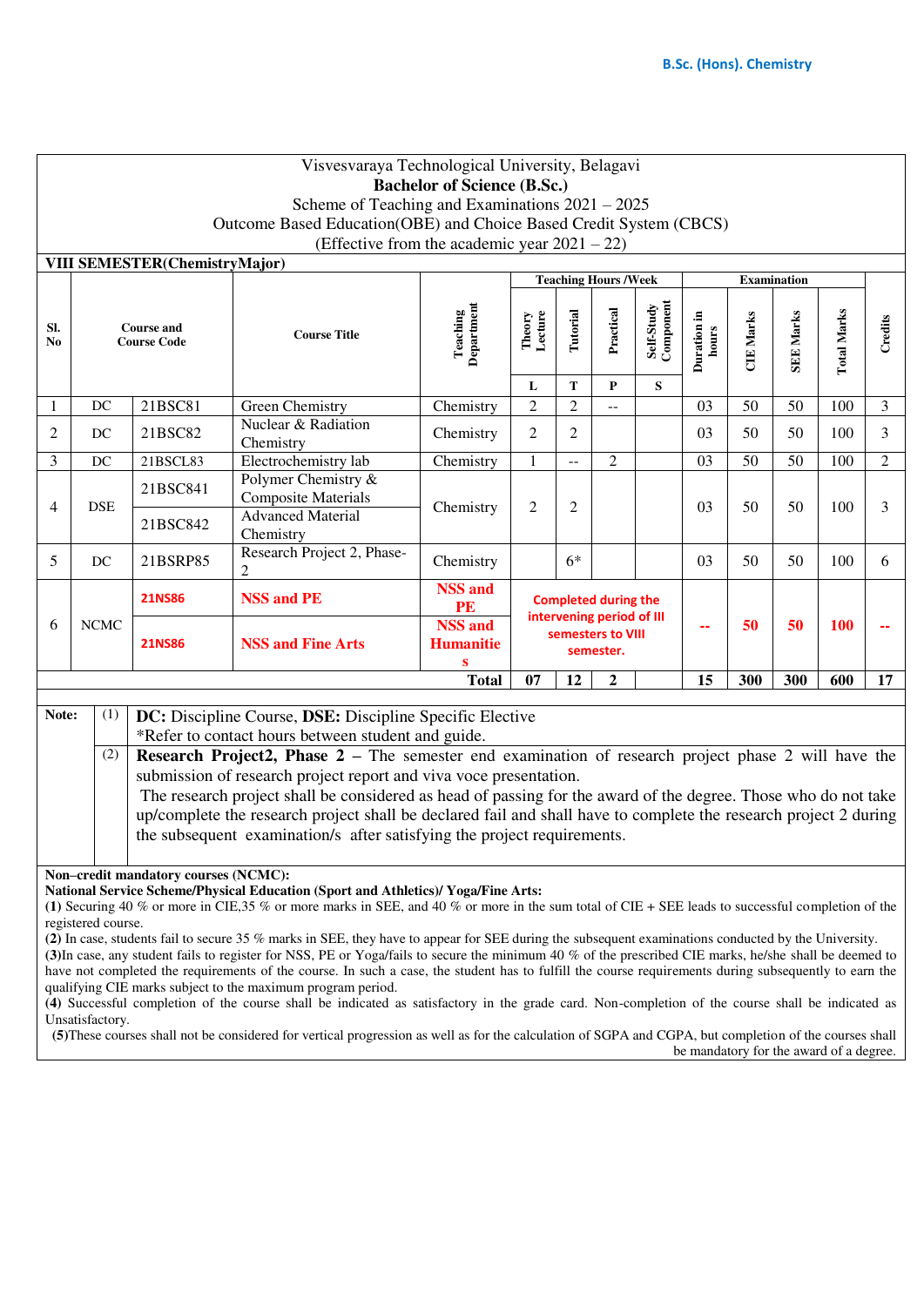Visvesvaraya Technological University, Belagavi

**Bachelor of Science (B.Sc.)**

Scheme of Teaching and Examinations 2021 – 2025

Outcome Based Education(OBE) and Choice Based Credit System (CBCS)

(Effective from the academic year 2021 – 22)

**VIII SEMESTER(ChemistryMajor)**

| Sl. No | Course and Course Code | | Course Title | Teaching Department | Teaching Hours /Week | | | | Examination | | | | Credits |
|---|---|---|---|---|---|---|---|---|---|---|---|---|---|
| | | | | | Theory Lecture | Tutorial | Practical | Self-Study Component | Duration in hours | CIE Marks | SEE Marks | Total Marks | |
| | | | | | L | T | P | S | | | | | |
| 1 | DC | 21BSC81 | Green Chemistry | Chemistry | 2 | 2 | -- | | 03 | 50 | 50 | 100 | 3 |
| 2 | DC | 21BSC82 | Nuclear & Radiation Chemistry | Chemistry | 2 | 2 | | | 03 | 50 | 50 | 100 | 3 |
| 3 | DC | 21BSCL83 | Electrochemistry lab | Chemistry | 1 | -- | 2 | | 03 | 50 | 50 | 100 | 2 |
| 4 | DSE | 21BSC841 | Polymer Chemistry & Composite Materials | Chemistry | 2 | 2 | | | 03 | 50 | 50 | 100 | 3 |
| | | 21BSC842 | Advanced Material Chemistry | | | | | | | | | | |
| 5 | DC | 21BSRP85 | Research Project 2, Phase-2 | Chemistry | | 6* | | | 03 | 50 | 50 | 100 | 6 |
| 6 | NCMC | 21NS86 | NSS and PE | NSS and PE | Completed during the intervening period of III semesters to VIII semester. | | | | -- | 50 | 50 | 100 | -- |
| | | 21NS86 | NSS and Fine Arts | NSS and Humanities | | | | | | | | | |
| | | | | **Total** | **07** | **12** | **2** | | **15** | **300** | **300** | **600** | **17** |

**Note:**

(1) **DC:** Discipline Course, **DSE:** Discipline Specific Elective
*Refer to contact hours between student and guide.

(2) **Research Project2, Phase 2** – The semester end examination of research project phase 2 will have the submission of research project report and viva voce presentation.
The research project shall be considered as head of passing for the award of the degree. Those who do not take up/complete the research project shall be declared fail and shall have to complete the research project 2 during the subsequent examination/s after satisfying the project requirements.

**Non–credit mandatory courses (NCMC):**

**National Service Scheme/Physical Education (Sport and Athletics)/ Yoga/Fine Arts:**

**(1)** Securing 40 % or more in CIE,35 % or more marks in SEE, and 40 % or more in the sum total of CIE + SEE leads to successful completion of the registered course.

**(2)** In case, students fail to secure 35 % marks in SEE, they have to appear for SEE during the subsequent examinations conducted by the University.

**(3)**In case, any student fails to register for NSS, PE or Yoga/fails to secure the minimum 40 % of the prescribed CIE marks, he/she shall be deemed to have not completed the requirements of the course. In such a case, the student has to fulfill the course requirements during subsequently to earn the qualifying CIE marks subject to the maximum program period.

**(4)** Successful completion of the course shall be indicated as satisfactory in the grade card. Non-completion of the course shall be indicated as Unsatisfactory.

**(5)**These courses shall not be considered for vertical progression as well as for the calculation of SGPA and CGPA, but completion of the courses shall be mandatory for the award of a degree.